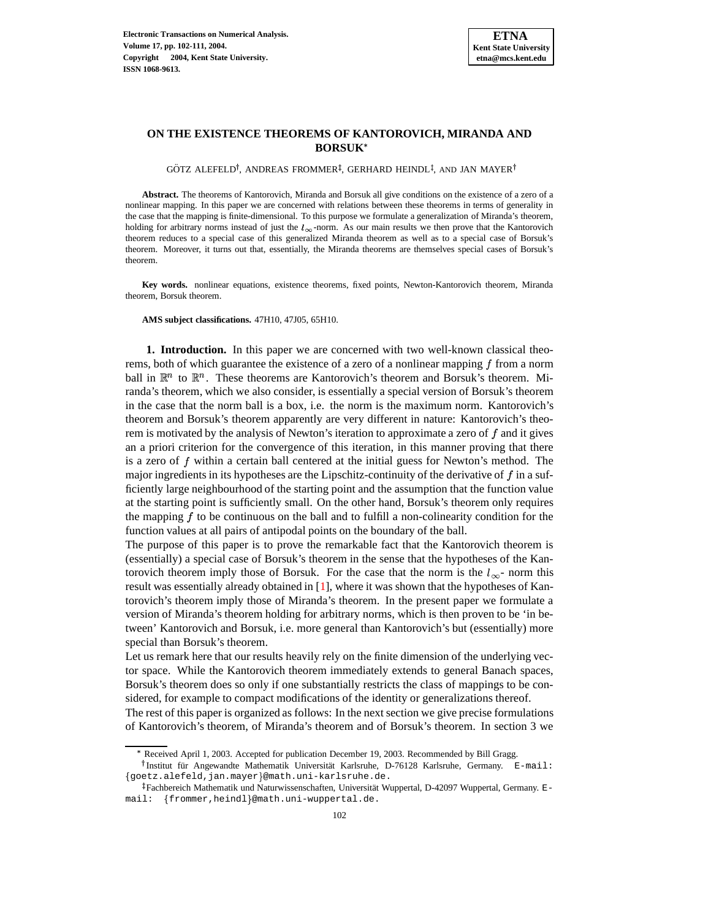# ON THE EXISTENCE THEOREMS OF KANTOROVICH, MIRANDA AND BORSUK*

GÖTZ ALEFELD†, ANDREAS FROMMER‡, GERHARD HEINDL‡, AND JAN MAYER†

**Abstract.** The theorems of Kantorovich, Miranda and Borsuk all give conditions on the existence of a zero of a nonlinear mapping. In this paper we are concerned with relations between these theorems in terms of generality in the case that the mapping is finite-dimensional. To this purpose we formulate a generalization of Miranda's theorem, holding for arbitrary norms instead of just the $l_\infty$-norm. As our main results we then prove that the Kantorovich theorem reduces to a special case of this generalized Miranda theorem as well as to a special case of Borsuk's theorem. Moreover, it turns out that, essentially, the Miranda theorems are themselves special cases of Borsuk's theorem.

**Key words.** nonlinear equations, existence theorems, fixed points, Newton-Kantorovich theorem, Miranda theorem, Borsuk theorem.

**AMS subject classifications.** 47H10, 47J05, 65H10.

**1. Introduction.** In this paper we are concerned with two well-known classical theorems, both of which guarantee the existence of a zero of a nonlinear mapping $f$ from a norm ball in $\mathbb{R}^n$ to $\mathbb{R}^n$. These theorems are Kantorovich's theorem and Borsuk's theorem. Miranda's theorem, which we also consider, is essentially a special version of Borsuk's theorem in the case that the norm ball is a box, i.e. the norm is the maximum norm. Kantorovich's theorem and Borsuk's theorem apparently are very different in nature: Kantorovich's theorem is motivated by the analysis of Newton's iteration to approximate a zero of $f$ and it gives an a priori criterion for the convergence of this iteration, in this manner proving that there is a zero of $f$ within a certain ball centered at the initial guess for Newton's method. The major ingredients in its hypotheses are the Lipschitz-continuity of the derivative of $f$ in a sufficiently large neighbourhood of the starting point and the assumption that the function value at the starting point is sufficiently small. On the other hand, Borsuk's theorem only requires the mapping $f$ to be continuous on the ball and to fulfill a non-colinearity condition for the function values at all pairs of antipodal points on the boundary of the ball.

The purpose of this paper is to prove the remarkable fact that the Kantorovich theorem is (essentially) a special case of Borsuk's theorem in the sense that the hypotheses of the Kantorovich theorem imply those of Borsuk. For the case that the norm is the $l_\infty$- norm this result was essentially already obtained in [1], where it was shown that the hypotheses of Kantorovich's theorem imply those of Miranda's theorem. In the present paper we formulate a version of Miranda's theorem holding for arbitrary norms, which is then proven to be 'in between' Kantorovich and Borsuk, i.e. more general than Kantorovich's but (essentially) more special than Borsuk's theorem.

Let us remark here that our results heavily rely on the finite dimension of the underlying vector space. While the Kantorovich theorem immediately extends to general Banach spaces, Borsuk's theorem does so only if one substantially restricts the class of mappings to be considered, for example to compact modifications of the identity or generalizations thereof.

The rest of this paper is organized as follows: In the next section we give precise formulations of Kantorovich's theorem, of Miranda's theorem and of Borsuk's theorem. In section 3 we

---

* Received April 1, 2003. Accepted for publication December 19, 2003. Recommended by Bill Gragg.

† Institut für Angewandte Mathematik Universität Karlsruhe, D-76128 Karlsruhe, Germany. E-mail: {goetz.alefeld,jan.mayer}@math.uni-karlsruhe.de.

‡ Fachbereich Mathematik und Naturwissenschaften, Universität Wuppertal, D-42097 Wuppertal, Germany. E-mail: {frommer,heindl}@math.uni-wuppertal.de.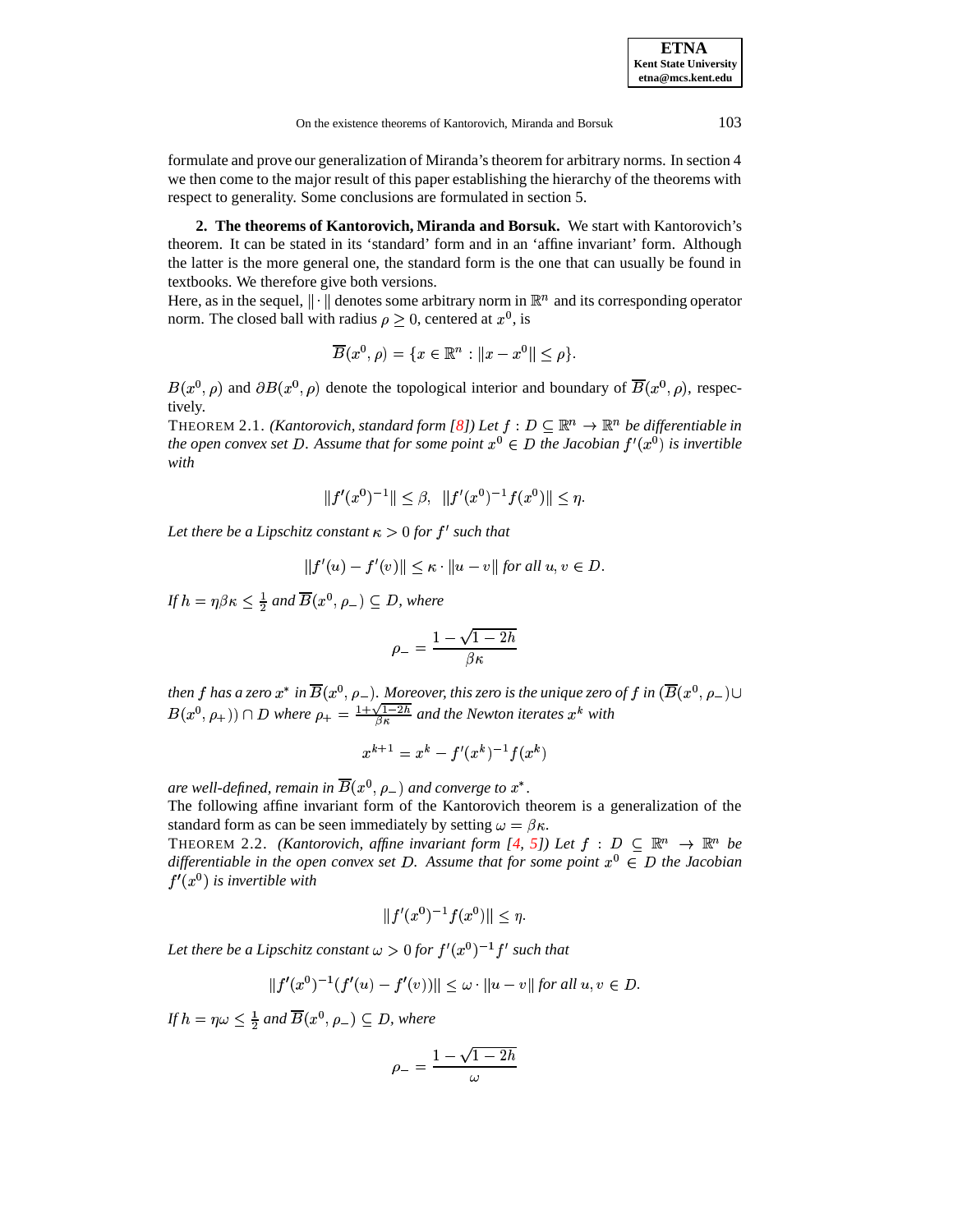formulate and prove our generalization of Miranda's theorem for arbitrary norms. In section 4 we then come to the major result of this paper establishing the hierarchy of the theorems with respect to generality. Some conclusions are formulated in section 5.

## 2. The theorems of Kantorovich, Miranda and Borsuk.

We start with Kantorovich's theorem. It can be stated in its 'standard' form and in an 'affine invariant' form. Although the latter is the more general one, the standard form is the one that can usually be found in textbooks. We therefore give both versions.

Here, as in the sequel, $\|\cdot\|$ denotes some arbitrary norm in $\mathbb{R}^n$ and its corresponding operator norm. The closed ball with radius $\rho \geq 0$, centered at $x^0$, is

$$\overline{B}(x^0, \rho) = \{x \in \mathbb{R}^n : \|x - x^0\| \leq \rho\}.$$

$B(x^0, \rho)$ and $\partial B(x^0, \rho)$ denote the topological interior and boundary of $\overline{B}(x^0, \rho)$, respectively.

THEOREM 2.1. *(Kantorovich, standard form [8]) Let $f : D \subseteq \mathbb{R}^n \to \mathbb{R}^n$ be differentiable in the open convex set $D$. Assume that for some point $x^0 \in D$ the Jacobian $f'(x^0)$ is invertible with*

$$\|f'(x^0)^{-1}\| \leq \beta, \quad \|f'(x^0)^{-1} f(x^0)\| \leq \eta.$$

*Let there be a Lipschitz constant $\kappa > 0$ for $f'$ such that*

$$\|f'(u) - f'(v)\| \leq \kappa \cdot \|u - v\| \text{ for all } u, v \in D.$$

*If $h = \eta\beta\kappa \leq \frac{1}{2}$ and $\overline{B}(x^0, \rho_-) \subseteq D$, where*

$$\rho_- = \frac{1 - \sqrt{1 - 2h}}{\beta\kappa}$$

*then $f$ has a zero $x^*$ in $\overline{B}(x^0, \rho_-)$. Moreover, this zero is the unique zero of $f$ in $(\overline{B}(x^0, \rho_-) \cup B(x^0, \rho_+)) \cap D$ where $\rho_+ = \frac{1+\sqrt{1-2h}}{\beta\kappa}$ and the Newton iterates $x^k$ with*

$$x^{k+1} = x^k - f'(x^k)^{-1} f(x^k)$$

*are well-defined, remain in $\overline{B}(x^0, \rho_-)$ and converge to $x^*$.*

The following affine invariant form of the Kantorovich theorem is a generalization of the standard form as can be seen immediately by setting $\omega = \beta\kappa$.

THEOREM 2.2. *(Kantorovich, affine invariant form [4, 5]) Let $f : D \subseteq \mathbb{R}^n \to \mathbb{R}^n$ be differentiable in the open convex set $D$. Assume that for some point $x^0 \in D$ the Jacobian $f'(x^0)$ is invertible with*

$$\|f'(x^0)^{-1} f(x^0)\| \leq \eta.$$

*Let there be a Lipschitz constant $\omega > 0$ for $f'(x^0)^{-1} f'$ such that*

$$\|f'(x^0)^{-1}(f'(u) - f'(v))\| \leq \omega \cdot \|u - v\| \text{ for all } u, v \in D.$$

*If $h = \eta\omega \leq \frac{1}{2}$ and $\overline{B}(x^0, \rho_-) \subseteq D$, where*

$$\rho_- = \frac{1 - \sqrt{1 - 2h}}{\omega}$$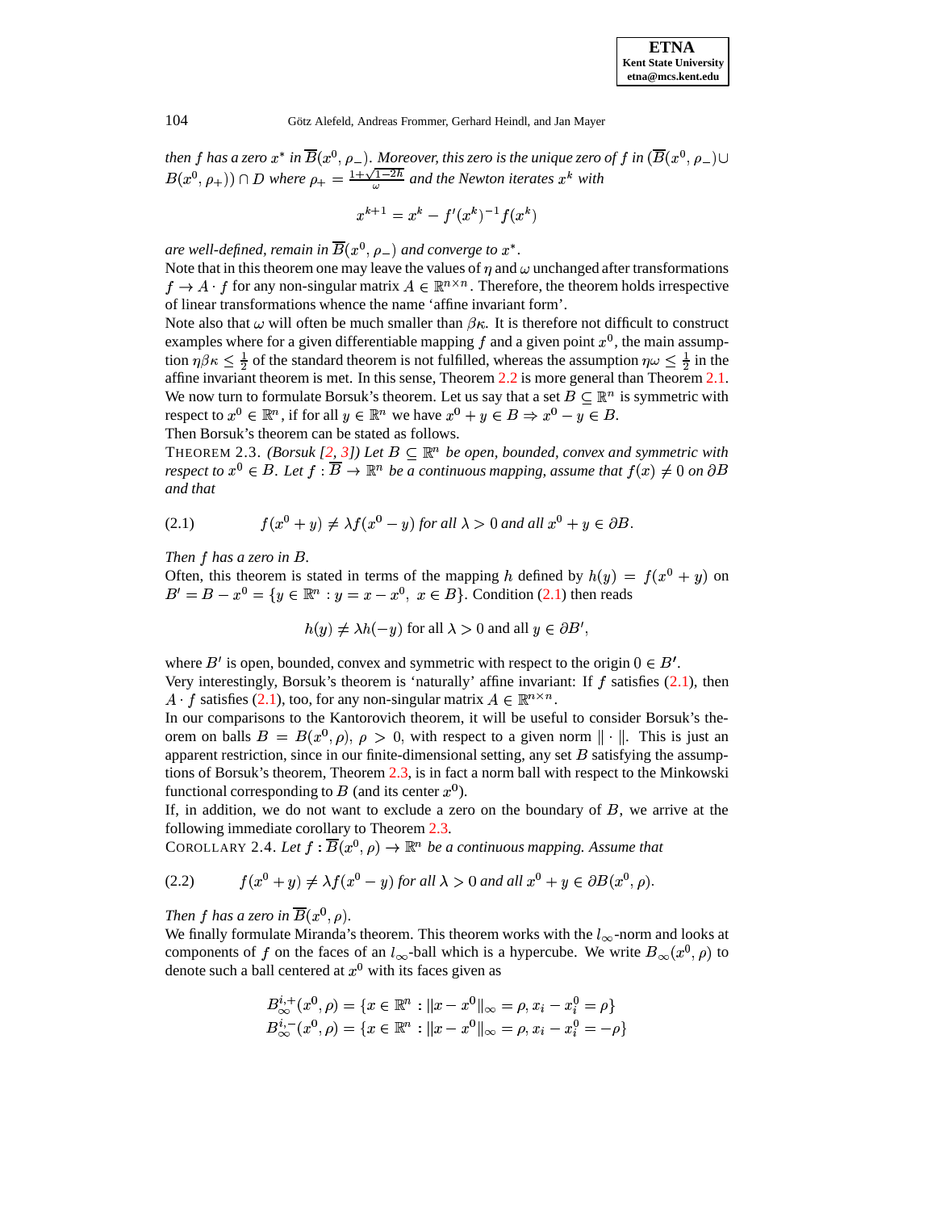*then $f$ has a zero $x^*$ in $\overline{B}(x^0, \rho_-)$. Moreover, this zero is the unique zero of $f$ in $(\overline{B}(x^0, \rho_-) \cup B(x^0, \rho_+)) \cap D$ where $\rho_+ = \frac{1+\sqrt{1-2h}}{\omega}$ and the Newton iterates $x^k$ with*

$$x^{k+1} = x^k - f'(x^k)^{-1} f(x^k)$$

*are well-defined, remain in $\overline{B}(x^0, \rho_-)$ and converge to $x^*$.*

Note that in this theorem one may leave the values of $\eta$ and $\omega$ unchanged after transformations $f \to A \cdot f$ for any non-singular matrix $A \in \mathbb{R}^{n \times n}$. Therefore, the theorem holds irrespective of linear transformations whence the name 'affine invariant form'.

Note also that $\omega$ will often be much smaller than $\beta\kappa$. It is therefore not difficult to construct examples where for a given differentiable mapping $f$ and a given point $x^0$, the main assumption $\eta\beta\kappa \le \frac{1}{2}$ of the standard theorem is not fulfilled, whereas the assumption $\eta\omega \le \frac{1}{2}$ in the affine invariant theorem is met. In this sense, Theorem 2.2 is more general than Theorem 2.1.

We now turn to formulate Borsuk's theorem. Let us say that a set $B \subseteq \mathbb{R}^n$ is symmetric with respect to $x^0 \in \mathbb{R}^n$, if for all $y \in \mathbb{R}^n$ we have $x^0 + y \in B \Rightarrow x^0 - y \in B$.

Then Borsuk's theorem can be stated as follows.

THEOREM 2.3. *(Borsuk [2, 3]) Let $B \subseteq \mathbb{R}^n$ be open, bounded, convex and symmetric with respect to $x^0 \in B$. Let $f : \overline{B} \to \mathbb{R}^n$ be a continuous mapping, assume that $f(x) \neq 0$ on $\partial B$ and that*

$$f(x^0 + y) \neq \lambda f(x^0 - y) \text{ for all } \lambda > 0 \text{ and all } x^0 + y \in \partial B. \tag{2.1}$$

*Then $f$ has a zero in $B$.*

Often, this theorem is stated in terms of the mapping $h$ defined by $h(y) = f(x^0 + y)$ on $B' = B - x^0 = \{y \in \mathbb{R}^n : y = x - x^0, \ x \in B\}$. Condition (2.1) then reads

$$h(y) \neq \lambda h(-y) \text{ for all } \lambda > 0 \text{ and all } y \in \partial B',$$

where $B'$ is open, bounded, convex and symmetric with respect to the origin $0 \in B'$.

Very interestingly, Borsuk's theorem is 'naturally' affine invariant: If $f$ satisfies (2.1), then $A \cdot f$ satisfies (2.1), too, for any non-singular matrix $A \in \mathbb{R}^{n \times n}$.

In our comparisons to the Kantorovich theorem, it will be useful to consider Borsuk's theorem on balls $B = B(x^0, \rho)$, $\rho > 0$, with respect to a given norm $\| \cdot \|$. This is just an apparent restriction, since in our finite-dimensional setting, any set $B$ satisfying the assumptions of Borsuk's theorem, Theorem 2.3, is in fact a norm ball with respect to the Minkowski functional corresponding to $B$ (and its center $x^0$).

If, in addition, we do not want to exclude a zero on the boundary of $B$, we arrive at the following immediate corollary to Theorem 2.3.

COROLLARY 2.4. *Let $f : \overline{B}(x^0, \rho) \to \mathbb{R}^n$ be a continuous mapping. Assume that*

$$f(x^0 + y) \neq \lambda f(x^0 - y) \text{ for all } \lambda > 0 \text{ and all } x^0 + y \in \partial B(x^0, \rho). \tag{2.2}$$

*Then $f$ has a zero in $\overline{B}(x^0, \rho)$.*

We finally formulate Miranda's theorem. This theorem works with the $l_\infty$-norm and looks at components of $f$ on the faces of an $l_\infty$-ball which is a hypercube. We write $B_\infty(x^0, \rho)$ to denote such a ball centered at $x^0$ with its faces given as

$$B_\infty^{i,+}(x^0, \rho) = \{x \in \mathbb{R}^n : \|x - x^0\|_\infty = \rho, x_i - x_i^0 = \rho\}$$
$$B_\infty^{i,-}(x^0, \rho) = \{x \in \mathbb{R}^n : \|x - x^0\|_\infty = \rho, x_i - x_i^0 = -\rho\}$$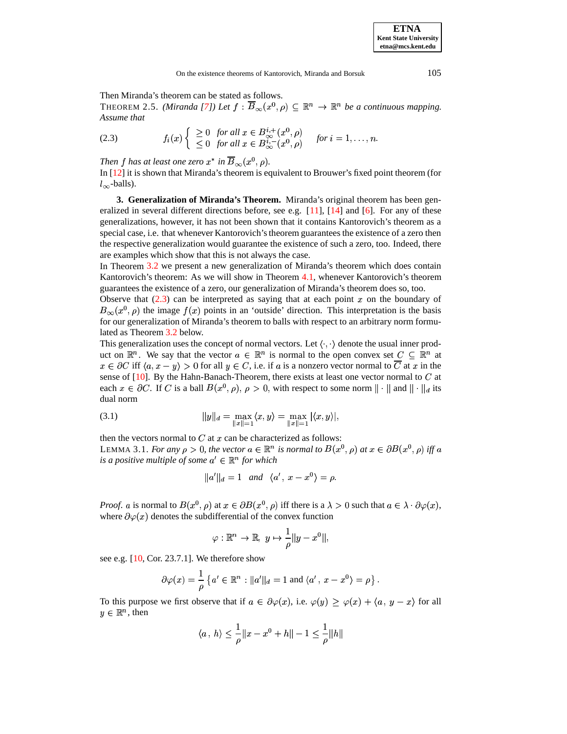Then Miranda's theorem can be stated as follows.

THEOREM 2.5. *(Miranda [7]) Let $f : \overline{B}_\infty(x^0, \rho) \subseteq \mathbb{R}^n \to \mathbb{R}^n$ be a continuous mapping. Assume that*

$$f_i(x) \begin{cases} \geq 0 & \text{for all } x \in B_\infty^{i,+}(x^0, \rho) \\ \leq 0 & \text{for all } x \in B_\infty^{i,-}(x^0, \rho) \end{cases} \quad \text{for } i = 1, \ldots, n. \tag{2.3}$$

*Then $f$ has at least one zero $x^*$ in $\overline{B}_\infty(x^0, \rho)$.*

In [12] it is shown that Miranda's theorem is equivalent to Brouwer's fixed point theorem (for $l_\infty$-balls).

**3. Generalization of Miranda's Theorem.** Miranda's original theorem has been generalized in several different directions before, see e.g. [11], [14] and [6]. For any of these generalizations, however, it has not been shown that it contains Kantorovich's theorem as a special case, i.e. that whenever Kantorovich's theorem guarantees the existence of a zero then the respective generalization would guarantee the existence of such a zero, too. Indeed, there are examples which show that this is not always the case.

In Theorem 3.2 we present a new generalization of Miranda's theorem which does contain Kantorovich's theorem: As we will show in Theorem 4.1, whenever Kantorovich's theorem guarantees the existence of a zero, our generalization of Miranda's theorem does so, too.

Observe that (2.3) can be interpreted as saying that at each point $x$ on the boundary of $B_\infty(x^0, \rho)$ the image $f(x)$ points in an 'outside' direction. This interpretation is the basis for our generalization of Miranda's theorem to balls with respect to an arbitrary norm formulated as Theorem 3.2 below.

This generalization uses the concept of normal vectors. Let $\langle \cdot, \cdot \rangle$ denote the usual inner product on $\mathbb{R}^n$. We say that the vector $a \in \mathbb{R}^n$ is normal to the open convex set $C \subseteq \mathbb{R}^n$ at $x \in \partial C$ iff $\langle a, x - y \rangle > 0$ for all $y \in C$, i.e. if $a$ is a nonzero vector normal to $\overline{C}$ at $x$ in the sense of [10]. By the Hahn-Banach-Theorem, there exists at least one vector normal to $C$ at each $x \in \partial C$. If $C$ is a ball $B(x^0, \rho)$, $\rho > 0$, with respect to some norm $\| \cdot \|$ and $\| \cdot \|_d$ its dual norm

$$\|y\|_d = \max_{\|x\|=1} \langle x, y \rangle = \max_{\|x\|=1} |\langle x, y \rangle|, \tag{3.1}$$

then the vectors normal to $C$ at $x$ can be characterized as follows:

LEMMA 3.1. *For any $\rho > 0$, the vector $a \in \mathbb{R}^n$ is normal to $B(x^0, \rho)$ at $x \in \partial B(x^0, \rho)$ iff $a$ is a positive multiple of some $a' \in \mathbb{R}^n$ for which*

$$\|a'\|_d = 1 \quad \textit{and} \quad \langle a', \, x - x^0 \rangle = \rho.$$

*Proof.* $a$ is normal to $B(x^0, \rho)$ at $x \in \partial B(x^0, \rho)$ iff there is a $\lambda > 0$ such that $a \in \lambda \cdot \partial \varphi(x)$, where $\partial \varphi(x)$ denotes the subdifferential of the convex function

$$\varphi : \mathbb{R}^n \to \mathbb{R}, \; y \mapsto \frac{1}{\rho} \|y - x^0\|,$$

see e.g. [10, Cor. 23.7.1]. We therefore show

$$\partial \varphi(x) = \frac{1}{\rho} \left\{ a' \in \mathbb{R}^n : \|a'\|_d = 1 \text{ and } \langle a', \, x - x^0 \rangle = \rho \right\}.$$

To this purpose we first observe that if $a \in \partial \varphi(x)$, i.e. $\varphi(y) \geq \varphi(x) + \langle a, \, y - x \rangle$ for all $y \in \mathbb{R}^n$, then

$$\langle a, \, h \rangle \leq \frac{1}{\rho} \|x - x^0 + h\| - 1 \leq \frac{1}{\rho} \|h\|$$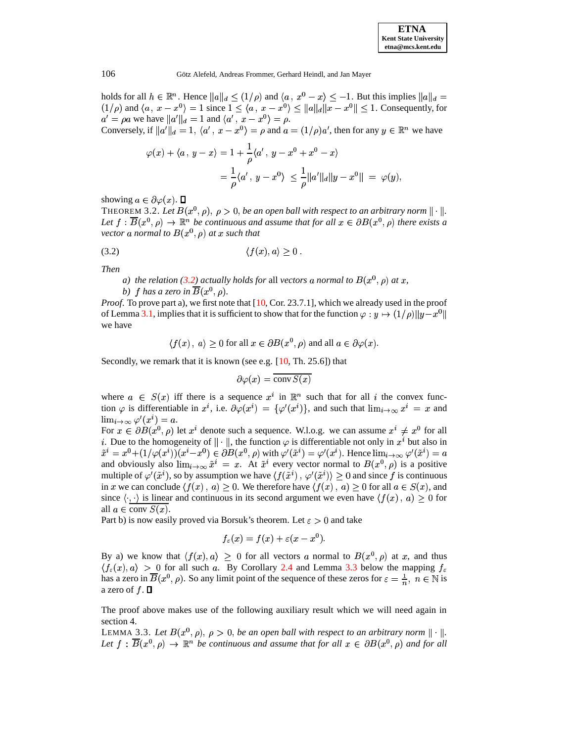holds for all $h \in \mathbb{R}^n$. Hence $\|a\|_d \le (1/\rho)$ and $\langle a\,,\, x^0 - x\rangle \le -1$. But this implies $\|a\|_d = (1/\rho)$ and $\langle a\,,\, x - x^0\rangle = 1$ since $1 \le \langle a\,,\, x - x^0\rangle \le \|a\|_d \|x - x^0\| \le 1$. Consequently, for $a' = \rho a$ we have $\|a'\|_d = 1$ and $\langle a'\,,\, x - x^0\rangle = \rho$.

Conversely, if $\|a'\|_d = 1$, $\langle a'\,,\, x - x^0\rangle = \rho$ and $a = (1/\rho)a'$, then for any $y \in \mathbb{R}^n$ we have

$$
\begin{aligned}
\varphi(x) + \langle a\,,\, y - x\rangle &= 1 + \frac{1}{\rho}\langle a'\,,\, y - x^0 + x^0 - x\rangle \\
&= \frac{1}{\rho}\langle a'\,,\, y - x^0\rangle \;\le \frac{1}{\rho}\|a'\|_d \|y - x^0\| \;=\; \varphi(y),
\end{aligned}
$$

showing $a \in \partial\varphi(x)$. ☐

THEOREM 3.2. *Let $B(x^0, \rho)$, $\rho > 0$, be an open ball with respect to an arbitrary norm $\|\cdot\|$. Let $f : \overline{B}(x^0, \rho) \to \mathbb{R}^n$ be continuous and assume that for all $x \in \partial B(x^0, \rho)$ there exists a vector $a$ normal to $B(x^0, \rho)$ at $x$ such that*

$$
\langle f(x), a\rangle \ge 0\,. \tag{3.2}
$$

*Then*

*a) the relation (3.2) actually holds for* all *vectors $a$ normal to $B(x^0, \rho)$ at $x$,*

*b) $f$ has a zero in $\overline{B}(x^0, \rho)$.*

*Proof.* To prove part a), we first note that [10, Cor. 23.7.1], which we already used in the proof of Lemma 3.1, implies that it is sufficient to show that for the function $\varphi : y \mapsto (1/\rho)\|y - x^0\|$ we have

$$
\langle f(x)\,,\, a\rangle \ge 0 \text{ for all } x \in \partial B(x^0, \rho) \text{ and all } a \in \partial\varphi(x).
$$

Secondly, we remark that it is known (see e.g. [10, Th. 25.6]) that

$$
\partial\varphi(x) = \overline{\operatorname{conv} S(x)}
$$

where $a \in S(x)$ iff there is a sequence $x^i$ in $\mathbb{R}^n$ such that for all $i$ the convex function $\varphi$ is differentiable in $x^i$, i.e. $\partial\varphi(x^i) = \{\varphi'(x^i)\}$, and such that $\lim_{i\to\infty} x^i = x$ and $\lim_{i\to\infty} \varphi'(x^i) = a$.

For $x \in \partial B(x^0, \rho)$ let $x^i$ denote such a sequence. W.l.o.g. we can assume $x^i \ne x^0$ for all $i$. Due to the homogeneity of $\|\cdot\|$, the function $\varphi$ is differentiable not only in $x^i$ but also in $\tilde{x}^i = x^0 + (1/\varphi(x^i))(x^i - x^0) \in \partial B(x^0, \rho)$ with $\varphi'(\tilde{x}^i) = \varphi'(x^i)$. Hence $\lim_{i\to\infty} \varphi'(\tilde{x}^i) = a$ and obviously also $\lim_{i\to\infty} \tilde{x}^i = x$. At $\tilde{x}^i$ every vector normal to $B(x^0, \rho)$ is a positive multiple of $\varphi'(\tilde{x}^i)$, so by assumption we have $\langle f(\tilde{x}^i)\,,\, \varphi'(\tilde{x}^i)\rangle \ge 0$ and since $f$ is continuous in $x$ we can conclude $\langle f(x)\,,\, a\rangle \ge 0$. We therefore have $\langle f(x)\,,\, a\rangle \ge 0$ for all $a \in S(x)$, and since $\langle\cdot,\cdot\rangle$ is linear and continuous in its second argument we even have $\langle f(x)\,,\, a\rangle \ge 0$ for all $a \in \overline{\operatorname{conv} S(x)}$.

Part b) is now easily proved via Borsuk's theorem. Let $\varepsilon > 0$ and take

$$
f_\varepsilon(x) = f(x) + \varepsilon(x - x^0).
$$

By a) we know that $\langle f(x), a\rangle \ge 0$ for all vectors $a$ normal to $B(x^0, \rho)$ at $x$, and thus $\langle f_\varepsilon(x), a\rangle > 0$ for all such $a$. By Corollary 2.4 and Lemma 3.3 below the mapping $f_\varepsilon$ has a zero in $\overline{B}(x^0, \rho)$. So any limit point of the sequence of these zeros for $\varepsilon = \frac{1}{n}$, $n \in \mathbb{N}$ is a zero of $f$. ☐

The proof above makes use of the following auxiliary result which we will need again in section 4.

LEMMA 3.3. *Let $B(x^0, \rho)$, $\rho > 0$, be an open ball with respect to an arbitrary norm $\|\cdot\|$. Let $f : \overline{B}(x^0, \rho) \to \mathbb{R}^n$ be continuous and assume that for all $x \in \partial B(x^0, \rho)$ and for all*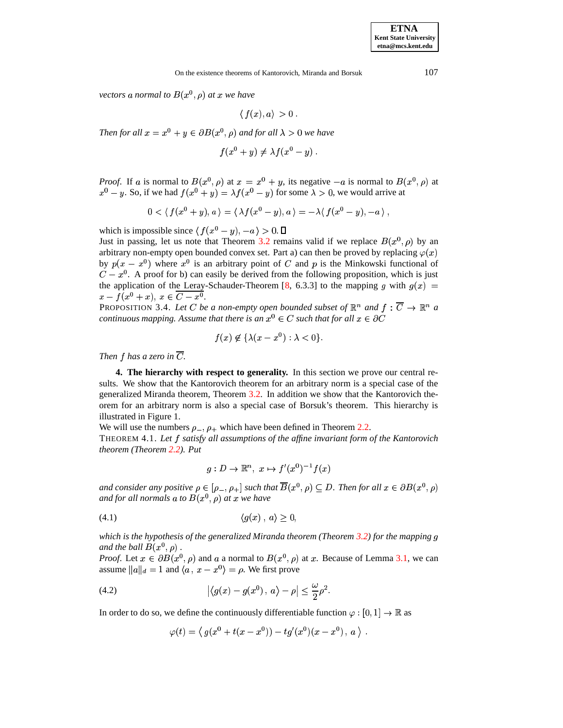*vectors $a$ normal to $B(x^0, \rho)$ at $x$ we have*

$$\langle f(x), a \rangle > 0 \,.$$

*Then for all $x = x^0 + y \in \partial B(x^0, \rho)$ and for all $\lambda > 0$ we have*

$$f(x^0 + y) \neq \lambda f(x^0 - y) \,.$$

*Proof.* If $a$ is normal to $B(x^0, \rho)$ at $x = x^0 + y$, its negative $-a$ is normal to $B(x^0, \rho)$ at $x^0 - y$. So, if we had $f(x^0 + y) = \lambda f(x^0 - y)$ for some $\lambda > 0$, we would arrive at

$$0 < \langle f(x^0 + y), a \rangle = \langle \lambda f(x^0 - y), a \rangle = -\lambda \langle f(x^0 - y), -a \rangle \,,$$

which is impossible since $\langle f(x^0 - y), -a \rangle > 0$. □

Just in passing, let us note that Theorem 3.2 remains valid if we replace $B(x^0, \rho)$ by an arbitrary non-empty open bounded convex set. Part a) can then be proved by replacing $\varphi(x)$ by $p(x - x^0)$ where $x^0$ is an arbitrary point of $C$ and $p$ is the Minkowski functional of $C - x^0$. A proof for b) can easily be derived from the following proposition, which is just the application of the Leray-Schauder-Theorem [8, 6.3.3] to the mapping $g$ with $g(x) = x - f(x^0 + x)$, $x \in \overline{C - x^0}$.

PROPOSITION 3.4. *Let $C$ be a non-empty open bounded subset of $\mathbb{R}^n$ and $f : \overline{C} \to \mathbb{R}^n$ a continuous mapping. Assume that there is an $x^0 \in C$ such that for all $x \in \partial C$*

$$f(x) \notin \{\lambda(x - x^0) : \lambda < 0\}.$$

*Then $f$ has a zero in $\overline{C}$.*

## 4. The hierarchy with respect to generality.

In this section we prove our central results. We show that the Kantorovich theorem for an arbitrary norm is a special case of the generalized Miranda theorem, Theorem 3.2. In addition we show that the Kantorovich theorem for an arbitrary norm is also a special case of Borsuk's theorem. This hierarchy is illustrated in Figure 1.

We will use the numbers $\rho_-, \rho_+$ which have been defined in Theorem 2.2.

THEOREM 4.1. *Let $f$ satisfy all assumptions of the affine invariant form of the Kantorovich theorem (Theorem 2.2). Put*

$$g : D \to \mathbb{R}^n, \; x \mapsto f'(x^0)^{-1} f(x)$$

*and consider any positive $\rho \in [\rho_-, \rho_+]$ such that $\overline{B}(x^0, \rho) \subseteq D$. Then for all $x \in \partial B(x^0, \rho)$ and for all normals $a$ to $B(x^0, \rho)$ at $x$ we have*

$$\langle g(x) \,,\, a \rangle \geq 0, \tag{4.1}$$

*which is the hypothesis of the generalized Miranda theorem (Theorem 3.2) for the mapping $g$ and the ball $B(x^0, \rho)$ .*

*Proof.* Let $x \in \partial B(x^0, \rho)$ and $a$ a normal to $B(x^0, \rho)$ at $x$. Because of Lemma 3.1, we can assume $\|a\|_d = 1$ and $\langle a \,,\, x - x^0 \rangle = \rho$. We first prove

$$\left| \langle g(x) - g(x^0) \,,\, a \rangle - \rho \right| \leq \frac{\omega}{2} \rho^2. \tag{4.2}$$

In order to do so, we define the continuously differentiable function $\varphi : [0, 1] \to \mathbb{R}$ as

$$\varphi(t) = \left\langle \, g(x^0 + t(x - x^0)) - t g'(x^0)(x - x^0) \,,\, a \, \right\rangle \,.$$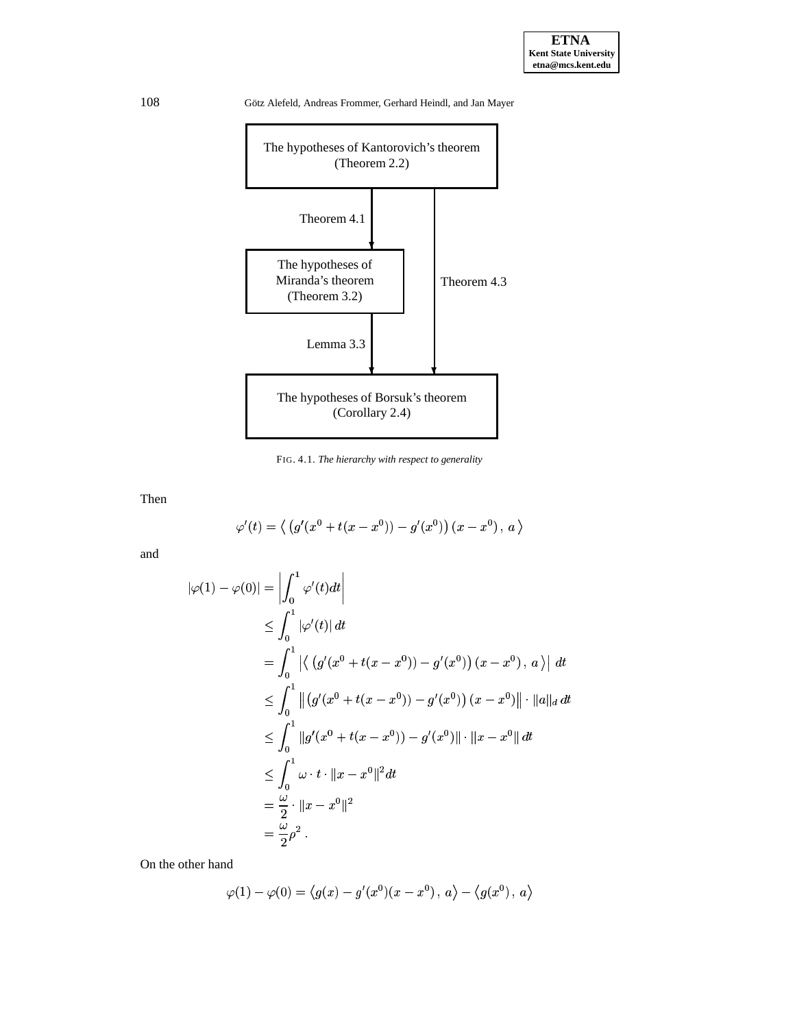The hypotheses of Kantorovich's theorem (Theorem 2.2)

Theorem 4.1

The hypotheses of Miranda's theorem (Theorem 3.2)

Theorem 4.3

Lemma 3.3

The hypotheses of Borsuk's theorem (Corollary 2.4)

FIG. 4.1. *The hierarchy with respect to generality*

Then

$$\varphi'(t) = \left\langle \left( g'(x^0 + t(x - x^0)) - g'(x^0) \right) (x - x^0) \, , \, a \right\rangle$$

and

$$\begin{aligned}
|\varphi(1) - \varphi(0)| &= \left| \int_0^1 \varphi'(t) dt \right| \\
&\leq \int_0^1 |\varphi'(t)| \, dt \\
&= \int_0^1 \left| \left\langle \left( g'(x^0 + t(x - x^0)) - g'(x^0) \right) (x - x^0) \, , \, a \right\rangle \right| \, dt \\
&\leq \int_0^1 \left\| \left( g'(x^0 + t(x - x^0)) - g'(x^0) \right) (x - x^0) \right\| \cdot \|a\|_d \, dt \\
&\leq \int_0^1 \|g'(x^0 + t(x - x^0)) - g'(x^0)\| \cdot \|x - x^0\| \, dt \\
&\leq \int_0^1 \omega \cdot t \cdot \|x - x^0\|^2 dt \\
&= \frac{\omega}{2} \cdot \|x - x^0\|^2 \\
&= \frac{\omega}{2} \rho^2 \, .
\end{aligned}$$

On the other hand

$$\varphi(1) - \varphi(0) = \left\langle g(x) - g'(x^0)(x - x^0) \, , \, a \right\rangle - \left\langle g(x^0) \, , \, a \right\rangle$$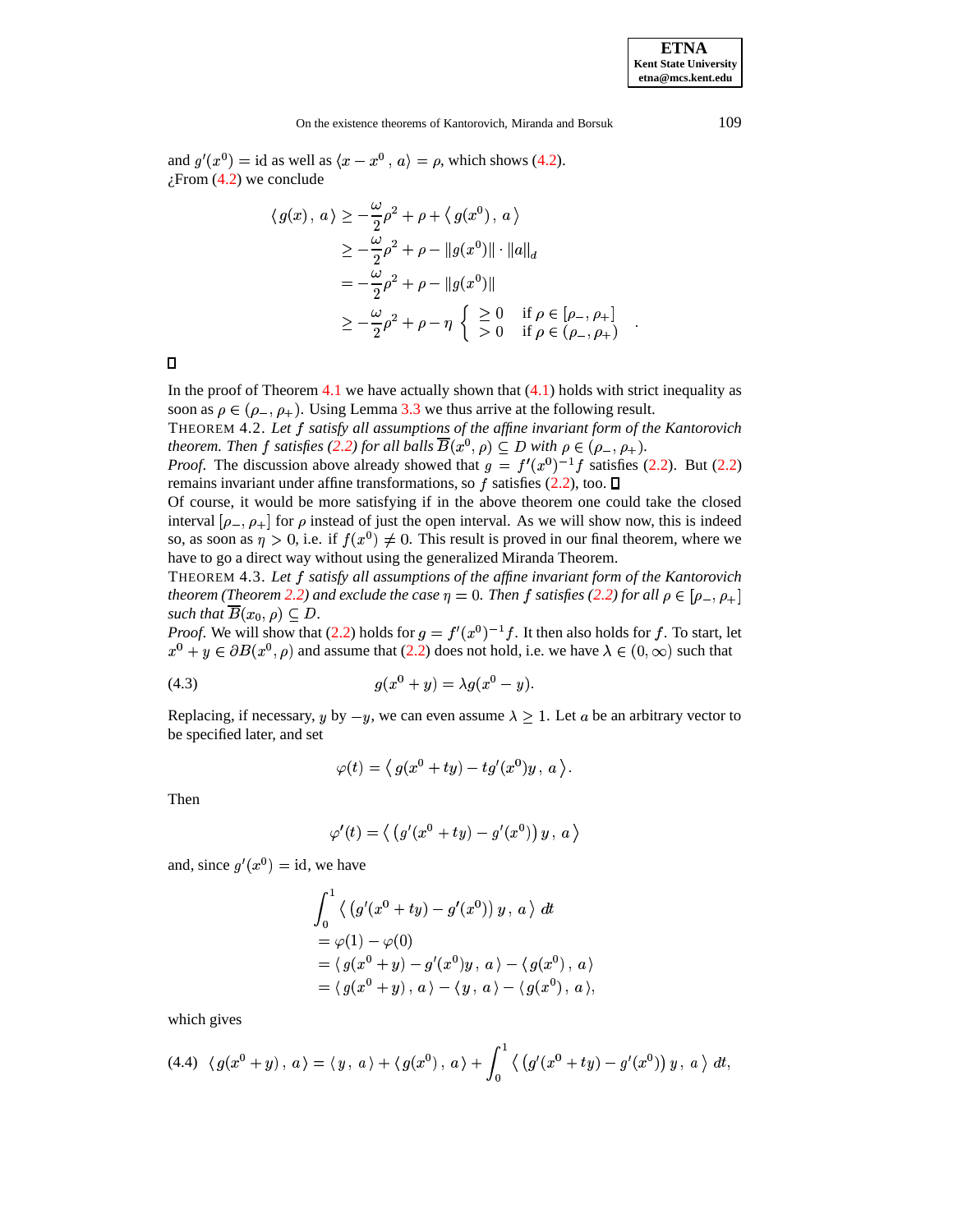and $g'(x^0) = \text{id}$ as well as $\langle x - x^0 \, , \, a \rangle = \rho$, which shows (4.2).
¿From (4.2) we conclude

$$\begin{aligned}
\langle \, g(x) \, , \, a \, \rangle &\geq -\frac{\omega}{2}\rho^2 + \rho + \langle \, g(x^0) \, , \, a \, \rangle \\
&\geq -\frac{\omega}{2}\rho^2 + \rho - \|g(x^0)\| \cdot \|a\|_d \\
&= -\frac{\omega}{2}\rho^2 + \rho - \|g(x^0)\| \\
&\geq -\frac{\omega}{2}\rho^2 + \rho - \eta \left\{ \begin{array}{ll} \geq 0 & \text{if } \rho \in [\rho_-, \rho_+] \\ > 0 & \text{if } \rho \in (\rho_-, \rho_+) \end{array} \right. .
\end{aligned}$$

□

In the proof of Theorem 4.1 we have actually shown that (4.1) holds with strict inequality as soon as $\rho \in (\rho_-, \rho_+)$. Using Lemma 3.3 we thus arrive at the following result.

THEOREM 4.2. *Let $f$ satisfy all assumptions of the affine invariant form of the Kantorovich theorem. Then $f$ satisfies (2.2) for all balls $\overline{B}(x^0, \rho) \subseteq D$ with $\rho \in (\rho_-, \rho_+)$.*

*Proof*. The discussion above already showed that $g = f'(x^0)^{-1}f$ satisfies (2.2). But (2.2) remains invariant under affine transformations, so $f$ satisfies (2.2), too. □

Of course, it would be more satisfying if in the above theorem one could take the closed interval $[\rho_-, \rho_+]$ for $\rho$ instead of just the open interval. As we will show now, this is indeed so, as soon as $\eta > 0$, i.e. if $f(x^0) \neq 0$. This result is proved in our final theorem, where we have to go a direct way without using the generalized Miranda Theorem.

THEOREM 4.3. *Let $f$ satisfy all assumptions of the affine invariant form of the Kantorovich theorem (Theorem 2.2) and exclude the case $\eta = 0$. Then $f$ satisfies (2.2) for all $\rho \in [\rho_-, \rho_+]$ such that $\overline{B}(x_0, \rho) \subseteq D$.*

*Proof*. We will show that (2.2) holds for $g = f'(x^0)^{-1}f$. It then also holds for $f$. To start, let $x^0 + y \in \partial B(x^0, \rho)$ and assume that (2.2) does not hold, i.e. we have $\lambda \in (0, \infty)$ such that

$$g(x^0 + y) = \lambda g(x^0 - y). \tag{4.3}$$

Replacing, if necessary, $y$ by $-y$, we can even assume $\lambda \geq 1$. Let $a$ be an arbitrary vector to be specified later, and set

$$\varphi(t) = \left\langle \, g(x^0 + ty) - tg'(x^0)y \, , \, a \, \right\rangle.$$

Then

$$\varphi'(t) = \left\langle \, \left(g'(x^0 + ty) - g'(x^0)\right) y \, , \, a \, \right\rangle$$

and, since $g'(x^0) = \text{id}$, we have

$$\begin{aligned}
&\int_0^1 \left\langle \, \left(g'(x^0 + ty) - g'(x^0)\right) y \, , \, a \, \right\rangle \, dt \\
&= \varphi(1) - \varphi(0) \\
&= \langle \, g(x^0 + y) - g'(x^0)y \, , \, a \, \rangle - \langle \, g(x^0) \, , \, a \, \rangle \\
&= \langle \, g(x^0 + y) \, , \, a \, \rangle - \langle \, y \, , \, a \, \rangle - \langle \, g(x^0) \, , \, a \, \rangle,
\end{aligned}$$

which gives

$$\langle \, g(x^0 + y) \, , \, a \, \rangle = \langle \, y \, , \, a \, \rangle + \langle \, g(x^0) \, , \, a \, \rangle + \int_0^1 \left\langle \, \left(g'(x^0 + ty) - g'(x^0)\right) y \, , \, a \, \right\rangle \, dt, \tag{4.4}$$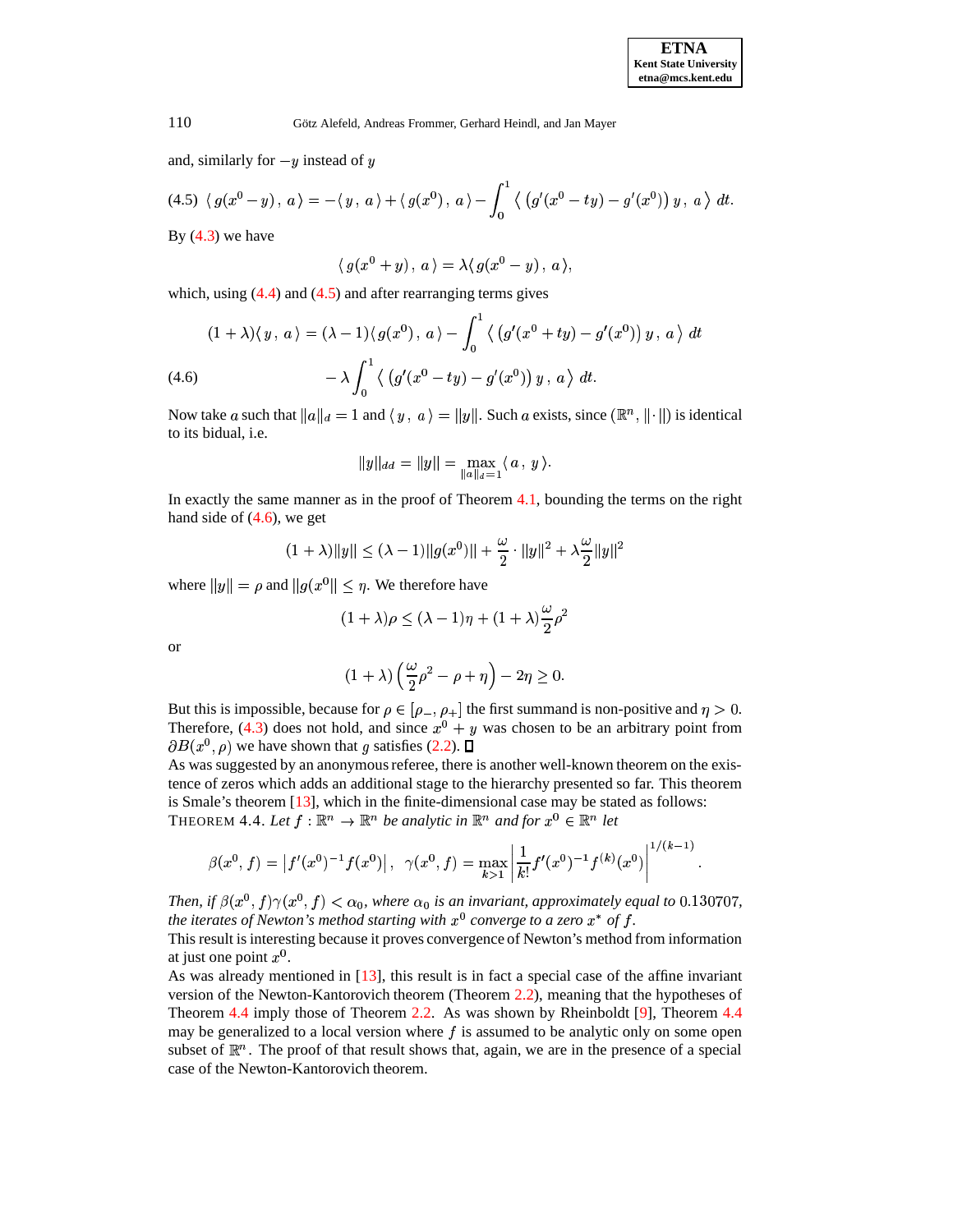and, similarly for $-y$ instead of $y$

$$\langle\, g(x^0 - y)\,,\, a\,\rangle = -\langle\, y\,,\, a\,\rangle + \langle\, g(x^0)\,,\, a\,\rangle - \int_0^1 \left\langle\, \left(g'(x^0 - ty) - g'(x^0)\right) y\,,\, a\,\right\rangle\, dt. \tag{4.5}$$

By (4.3) we have

$$\langle\, g(x^0 + y)\,,\, a\,\rangle = \lambda \langle\, g(x^0 - y)\,,\, a\,\rangle,$$

which, using (4.4) and (4.5) and after rearranging terms gives

$$\begin{aligned}(1+\lambda)\langle\, y\,,\, a\,\rangle = (\lambda - 1)\langle\, g(x^0)\,,\, a\,\rangle &- \int_0^1 \left\langle\, \left(g'(x^0 + ty) - g'(x^0)\right) y\,,\, a\,\right\rangle\, dt \\ &- \lambda \int_0^1 \left\langle\, \left(g'(x^0 - ty) - g'(x^0)\right) y\,,\, a\,\right\rangle\, dt.\end{aligned} \tag{4.6}$$

Now take $a$ such that $\|a\|_d = 1$ and $\langle\, y\,,\, a\,\rangle = \|y\|$. Such $a$ exists, since $(\mathbb{R}^n, \|\cdot\|)$ is identical to its bidual, i.e.

$$\|y\|_{dd} = \|y\| = \max_{\|a\|_d = 1} \langle\, a\,,\, y\,\rangle.$$

In exactly the same manner as in the proof of Theorem 4.1, bounding the terms on the right hand side of (4.6), we get

$$(1+\lambda)\|y\| \le (\lambda - 1)\|g(x^0)\| + \frac{\omega}{2} \cdot \|y\|^2 + \lambda \frac{\omega}{2}\|y\|^2$$

where $\|y\| = \rho$ and $\|g(x^0\| \le \eta$. We therefore have

$$(1+\lambda)\rho \le (\lambda - 1)\eta + (1+\lambda)\frac{\omega}{2}\rho^2$$

or

$$(1+\lambda)\left(\frac{\omega}{2}\rho^2 - \rho + \eta\right) - 2\eta \ge 0.$$

But this is impossible, because for $\rho \in [\rho_-, \rho_+]$ the first summand is non-positive and $\eta > 0$. Therefore, (4.3) does not hold, and since $x^0 + y$ was chosen to be an arbitrary point from $\partial B(x^0, \rho)$ we have shown that $g$ satisfies (2.2). ∎

As was suggested by an anonymous referee, there is another well-known theorem on the existence of zeros which adds an additional stage to the hierarchy presented so far. This theorem is Smale's theorem [13], which in the finite-dimensional case may be stated as follows:

THEOREM 4.4. *Let $f : \mathbb{R}^n \to \mathbb{R}^n$ be analytic in $\mathbb{R}^n$ and for $x^0 \in \mathbb{R}^n$ let*

$$\beta(x^0, f) = \left|f'(x^0)^{-1} f(x^0)\right|, \quad \gamma(x^0, f) = \max_{k>1} \left|\frac{1}{k!} f'(x^0)^{-1} f^{(k)}(x^0)\right|^{1/(k-1)}.$$

*Then, if $\beta(x^0, f)\gamma(x^0, f) < \alpha_0$, where $\alpha_0$ is an invariant, approximately equal to $0.130707$, the iterates of Newton's method starting with $x^0$ converge to a zero $x^*$ of $f$.*

This result is interesting because it proves convergence of Newton's method from information at just one point $x^0$.

As was already mentioned in [13], this result is in fact a special case of the affine invariant version of the Newton-Kantorovich theorem (Theorem 2.2), meaning that the hypotheses of Theorem 4.4 imply those of Theorem 2.2. As was shown by Rheinboldt [9], Theorem 4.4 may be generalized to a local version where $f$ is assumed to be analytic only on some open subset of $\mathbb{R}^n$. The proof of that result shows that, again, we are in the presence of a special case of the Newton-Kantorovich theorem.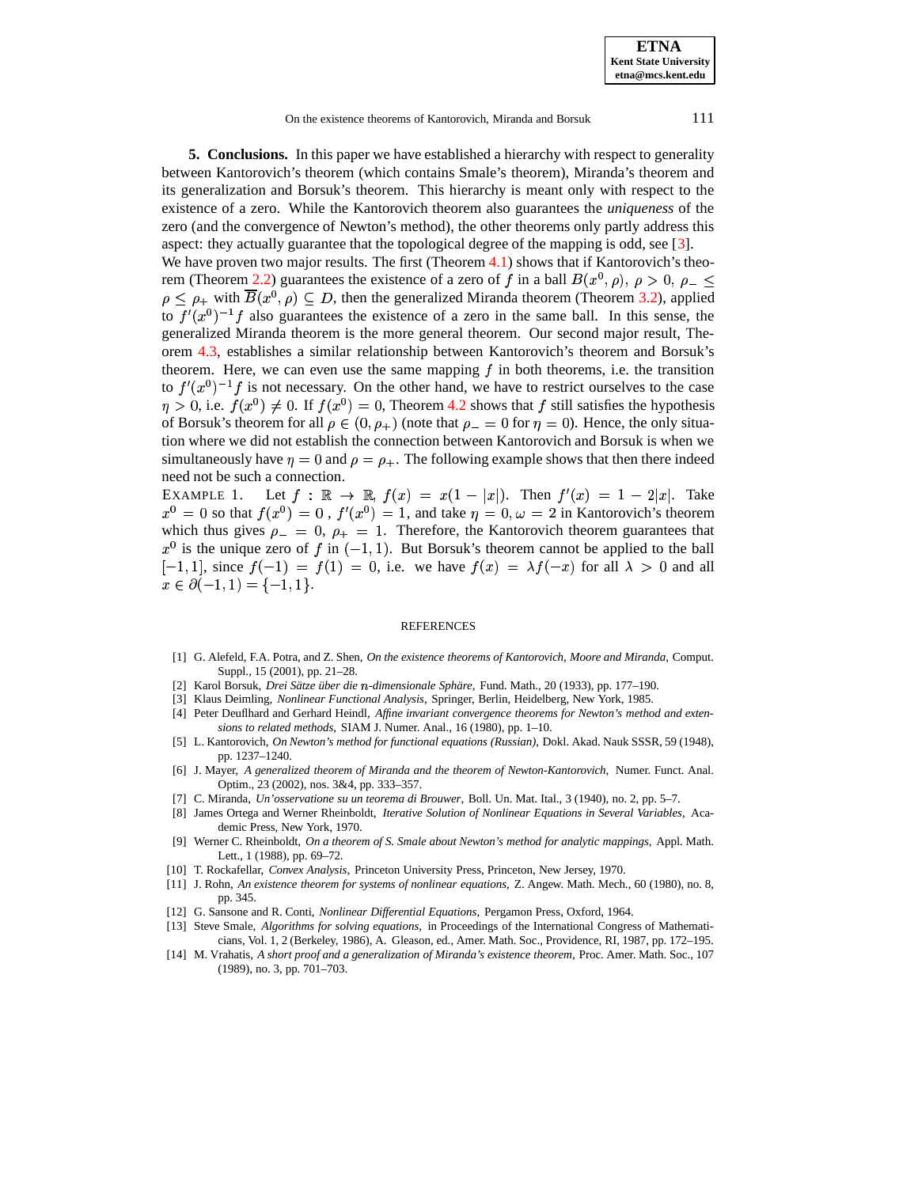**5. Conclusions.** In this paper we have established a hierarchy with respect to generality between Kantorovich's theorem (which contains Smale's theorem), Miranda's theorem and its generalization and Borsuk's theorem. This hierarchy is meant only with respect to the existence of a zero. While the Kantorovich theorem also guarantees the *uniqueness* of the zero (and the convergence of Newton's method), the other theorems only partly address this aspect: they actually guarantee that the topological degree of the mapping is odd, see [3].

We have proven two major results. The first (Theorem 4.1) shows that if Kantorovich's theorem (Theorem 2.2) guarantees the existence of a zero of $f$ in a ball $B(x^0,\rho)$, $\rho > 0$, $\rho_- \leq \rho \leq \rho_+$ with $\overline{B}(x^0,\rho) \subseteq D$, then the generalized Miranda theorem (Theorem 3.2), applied to $f'(x^0)^{-1}f$ also guarantees the existence of a zero in the same ball. In this sense, the generalized Miranda theorem is the more general theorem. Our second major result, Theorem 4.3, establishes a similar relationship between Kantorovich's theorem and Borsuk's theorem. Here, we can even use the same mapping $f$ in both theorems, i.e. the transition to $f'(x^0)^{-1}f$ is not necessary. On the other hand, we have to restrict ourselves to the case $\eta > 0$, i.e. $f(x^0) \neq 0$. If $f(x^0) = 0$, Theorem 4.2 shows that $f$ still satisfies the hypothesis of Borsuk's theorem for all $\rho \in (0,\rho_+)$ (note that $\rho_- = 0$ for $\eta = 0$). Hence, the only situation where we did not establish the connection between Kantorovich and Borsuk is when we simultaneously have $\eta = 0$ and $\rho = \rho_+$. The following example shows that then there indeed need not be such a connection.

EXAMPLE 1. Let $f : \mathbb{R} \to \mathbb{R}$, $f(x) = x(1-|x|)$. Then $f'(x) = 1 - 2|x|$. Take $x^0 = 0$ so that $f(x^0) = 0$ , $f'(x^0) = 1$, and take $\eta = 0, \omega = 2$ in Kantorovich's theorem which thus gives $\rho_- = 0$, $\rho_+ = 1$. Therefore, the Kantorovich theorem guarantees that $x^0$ is the unique zero of $f$ in $(-1,1)$. But Borsuk's theorem cannot be applied to the ball $[-1,1]$, since $f(-1) = f(1) = 0$, i.e. we have $f(x) = \lambda f(-x)$ for all $\lambda > 0$ and all $x \in \partial(-1,1) = \{-1,1\}$.

## REFERENCES

[1] G. Alefeld, F.A. Potra, and Z. Shen, *On the existence theorems of Kantorovich, Moore and Miranda*, Comput. Suppl., 15 (2001), pp. 21–28.

[2] Karol Borsuk, *Drei Sätze über die $n$-dimensionale Sphäre*, Fund. Math., 20 (1933), pp. 177–190.

[3] Klaus Deimling, *Nonlinear Functional Analysis*, Springer, Berlin, Heidelberg, New York, 1985.

[4] Peter Deuflhard and Gerhard Heindl, *Affine invariant convergence theorems for Newton's method and extensions to related methods*, SIAM J. Numer. Anal., 16 (1980), pp. 1–10.

[5] L. Kantorovich, *On Newton's method for functional equations (Russian)*, Dokl. Akad. Nauk SSSR, 59 (1948), pp. 1237–1240.

[6] J. Mayer, *A generalized theorem of Miranda and the theorem of Newton-Kantorovich*, Numer. Funct. Anal. Optim., 23 (2002), nos. 3&4, pp. 333–357.

[7] C. Miranda, *Un'osservatione su un teorema di Brouwer*, Boll. Un. Mat. Ital., 3 (1940), no. 2, pp. 5–7.

[8] James Ortega and Werner Rheinboldt, *Iterative Solution of Nonlinear Equations in Several Variables*, Academic Press, New York, 1970.

[9] Werner C. Rheinboldt, *On a theorem of S. Smale about Newton's method for analytic mappings*, Appl. Math. Lett., 1 (1988), pp. 69–72.

[10] T. Rockafellar, *Convex Analysis*, Princeton University Press, Princeton, New Jersey, 1970.

[11] J. Rohn, *An existence theorem for systems of nonlinear equations*, Z. Angew. Math. Mech., 60 (1980), no. 8, pp. 345.

[12] G. Sansone and R. Conti, *Nonlinear Differential Equations*, Pergamon Press, Oxford, 1964.

[13] Steve Smale, *Algorithms for solving equations*, in Proceedings of the International Congress of Mathematicians, Vol. 1, 2 (Berkeley, 1986), A. Gleason, ed., Amer. Math. Soc., Providence, RI, 1987, pp. 172–195.

[14] M. Vrahatis, *A short proof and a generalization of Miranda's existence theorem*, Proc. Amer. Math. Soc., 107 (1989), no. 3, pp. 701–703.